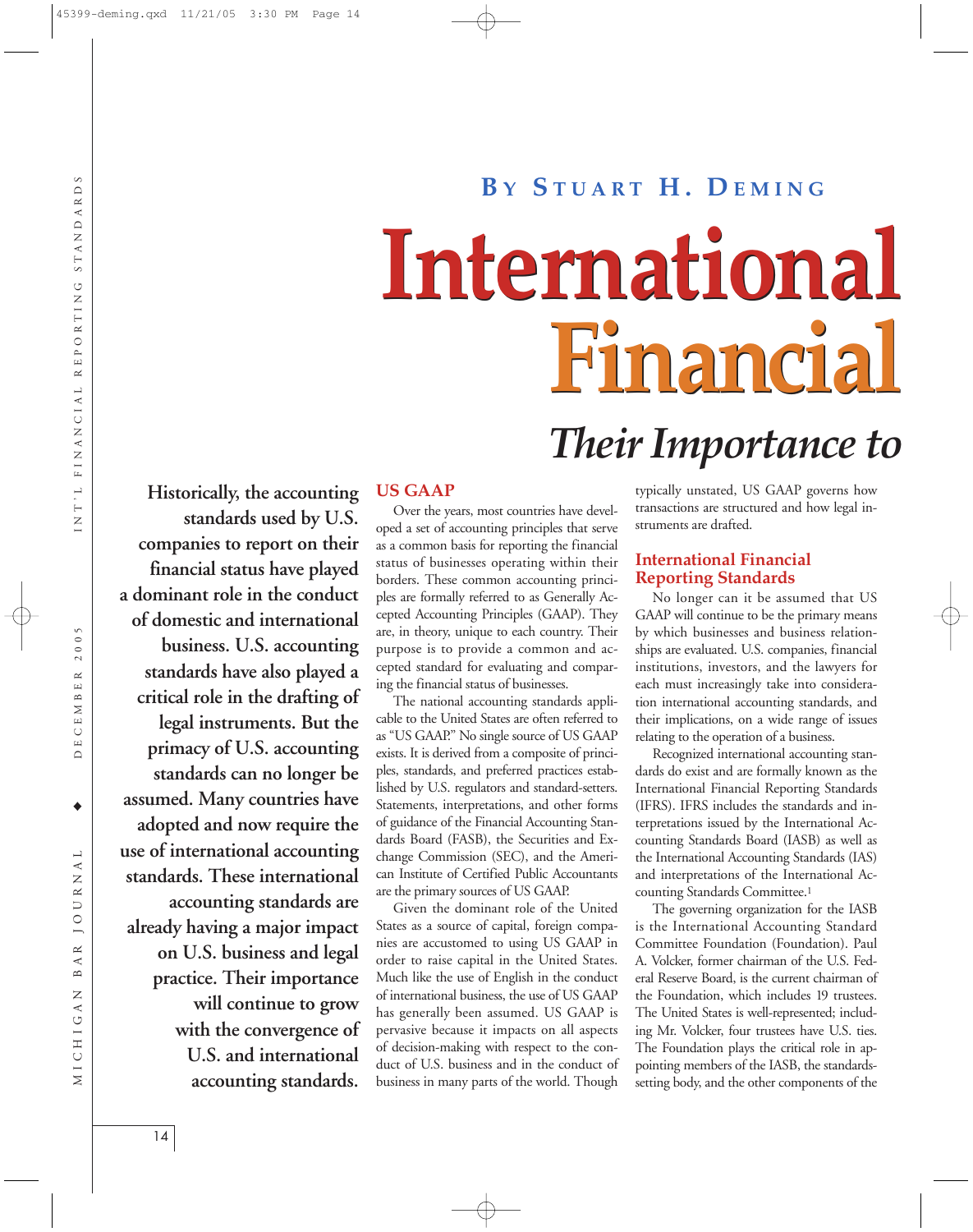By Stuart H. Deming

# International Financial

## Their Importance to

**Historically, the accounting standards used by U.S. companies to report on their financial status have played a dominant role in the conduct of domestic and international business. U.S. accounting standards have also played a critical role in the drafting of legal instruments. But the primacy of U.S. accounting standards can no longer be assumed. Many countries have adopted and now require the use of international accounting standards. These international accounting standards are already having a major impact on U.S. business and legal practice. Their importance will continue to grow with the convergence of U.S. and international accounting standards.**

### US GAAP

Over the years, most countries have developed a set of accounting principles that serve as a common basis for reporting the financial status of businesses operating within their borders. These common accounting principles are formally referred to as Generally Accepted Accounting Principles (GAAP). They are, in theory, unique to each country. Their purpose is to provide a common and accepted standard for evaluating and comparing the financial status of businesses.

The national accounting standards applicable to the United States are often referred to as "US GAAP." No single source of US GAAP exists. It is derived from a composite of principles, standards, and preferred practices established by U.S. regulators and standard-setters. Statements, interpretations, and other forms of guidance of the Financial Accounting Standards Board (FASB), the Securities and Exchange Commission (SEC), and the American Institute of Certified Public Accountants are the primary sources of US GAAP.

Given the dominant role of the United States as a source of capital, foreign companies are accustomed to using US GAAP in order to raise capital in the United States. Much like the use of English in the conduct of international business, the use of US GAAP has generally been assumed. US GAAP is pervasive because it impacts on all aspects of decision-making with respect to the conduct of U.S. business and in the conduct of business in many parts of the world. Though typically unstated, US GAAP governs how transactions are structured and how legal instruments are drafted.

### International Financial Reporting Standards

No longer can it be assumed that US GAAP will continue to be the primary means by which businesses and business relationships are evaluated. U.S. companies, financial institutions, investors, and the lawyers for each must increasingly take into consideration international accounting standards, and their implications, on a wide range of issues relating to the operation of a business.

Recognized international accounting standards do exist and are formally known as the International Financial Reporting Standards (IFRS). IFRS includes the standards and interpretations issued by the International Accounting Standards Board (IASB) as well as the International Accounting Standards (IAS) and interpretations of the International Accounting Standards Committee.[1]

The governing organization for the IASB is the International Accounting Standard Committee Foundation (Foundation). Paul A. Volcker, former chairman of the U.S. Federal Reserve Board, is the current chairman of the Foundation, which includes 19 trustees. The United States is well-represented; including Mr. Volcker, four trustees have U.S. ties. The Foundation plays the critical role in appointing members of the IASB, the standards-setting body, and the other components of the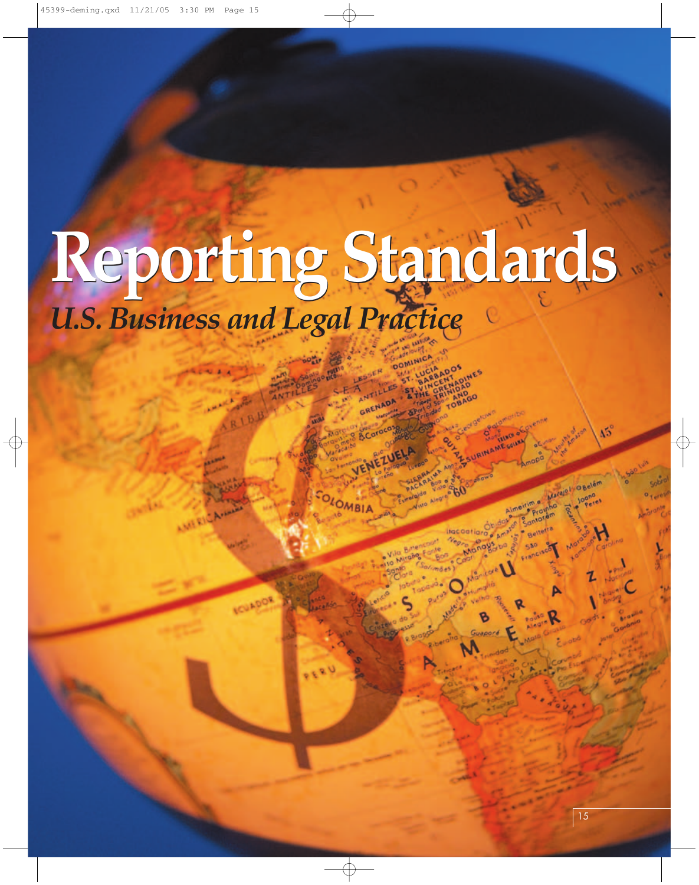# Reporting Standards

## *U.S. Business and Legal Practice*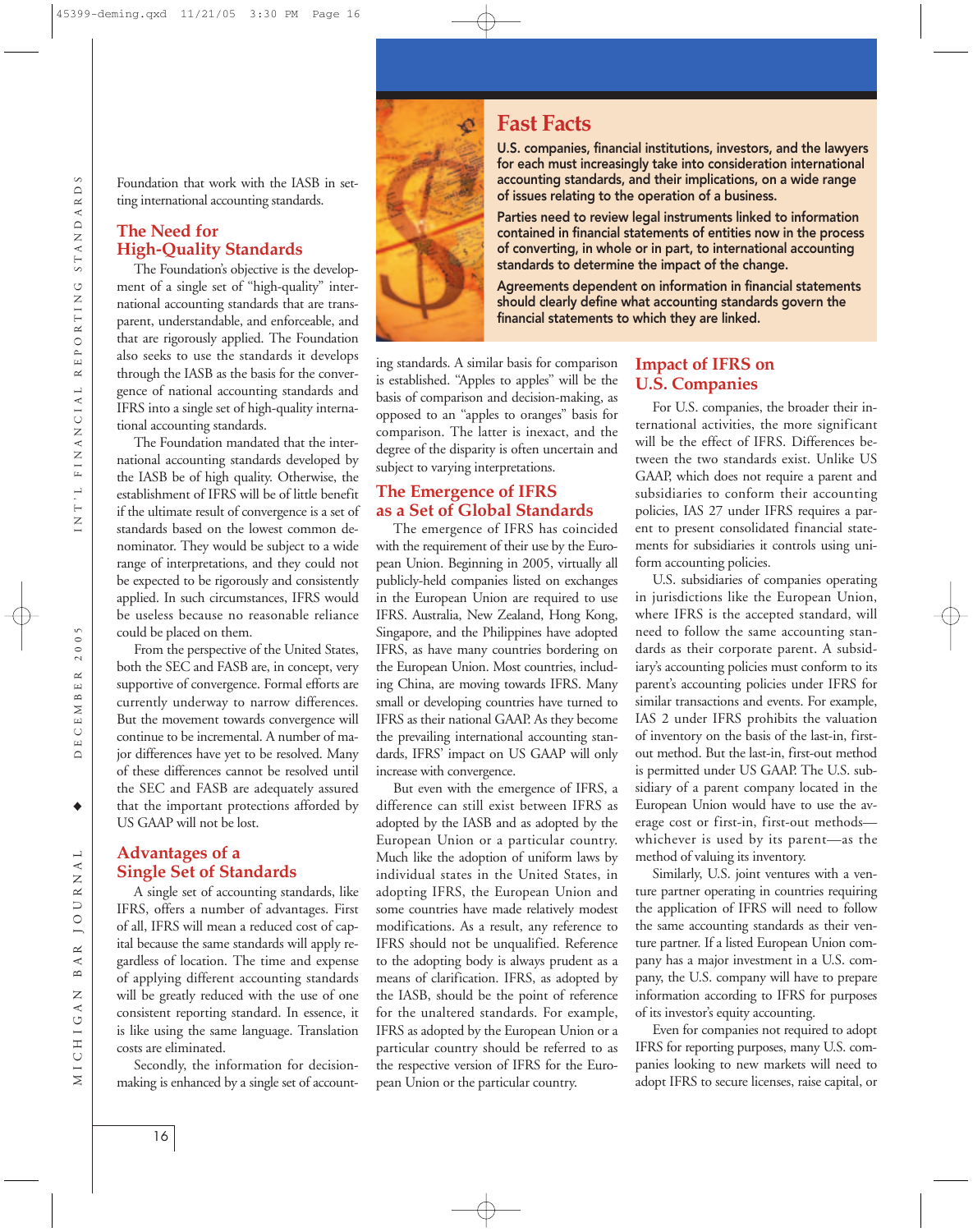Foundation that work with the IASB in setting international accounting standards.

## The Need for High-Quality Standards

The Foundation's objective is the development of a single set of "high-quality" international accounting standards that are transparent, understandable, and enforceable, and that are rigorously applied. The Foundation also seeks to use the standards it develops through the IASB as the basis for the convergence of national accounting standards and IFRS into a single set of high-quality international accounting standards.

The Foundation mandated that the international accounting standards developed by the IASB be of high quality. Otherwise, the establishment of IFRS will be of little benefit if the ultimate result of convergence is a set of standards based on the lowest common denominator. They would be subject to a wide range of interpretations, and they could not be expected to be rigorously and consistently applied. In such circumstances, IFRS would be useless because no reasonable reliance could be placed on them.

From the perspective of the United States, both the SEC and FASB are, in concept, very supportive of convergence. Formal efforts are currently underway to narrow differences. But the movement towards convergence will continue to be incremental. A number of major differences have yet to be resolved. Many of these differences cannot be resolved until the SEC and FASB are adequately assured that the important protections afforded by US GAAP will not be lost.

## Advantages of a Single Set of Standards

A single set of accounting standards, like IFRS, offers a number of advantages. First of all, IFRS will mean a reduced cost of capital because the same standards will apply regardless of location. The time and expense of applying different accounting standards will be greatly reduced with the use of one consistent reporting standard. In essence, it is like using the same language. Translation costs are eliminated.

Secondly, the information for decision-making is enhanced by a single set of accounting standards. A similar basis for comparison is established. "Apples to apples" will be the basis of comparison and decision-making, as opposed to an "apples to oranges" basis for comparison. The latter is inexact, and the degree of the disparity is often uncertain and subject to varying interpretations.

## The Emergence of IFRS as a Set of Global Standards

The emergence of IFRS has coincided with the requirement of their use by the European Union. Beginning in 2005, virtually all publicly-held companies listed on exchanges in the European Union are required to use IFRS. Australia, New Zealand, Hong Kong, Singapore, and the Philippines have adopted IFRS, as have many countries bordering on the European Union. Most countries, including China, are moving towards IFRS. Many small or developing countries have turned to IFRS as their national GAAP. As they become the prevailing international accounting standards, IFRS' impact on US GAAP will only increase with convergence.

But even with the emergence of IFRS, a difference can still exist between IFRS as adopted by the IASB and as adopted by the European Union or a particular country. Much like the adoption of uniform laws by individual states in the United States, in adopting IFRS, the European Union and some countries have made relatively modest modifications. As a result, any reference to IFRS should not be unqualified. Reference to the adopting body is always prudent as a means of clarification. IFRS, as adopted by the IASB, should be the point of reference for the unaltered standards. For example, IFRS as adopted by the European Union or a particular country should be referred to as the respective version of IFRS for the European Union or the particular country.

## Fast Facts

**U.S. companies, financial institutions, investors, and the lawyers for each must increasingly take into consideration international accounting standards, and their implications, on a wide range of issues relating to the operation of a business.**

**Parties need to review legal instruments linked to information contained in financial statements of entities now in the process of converting, in whole or in part, to international accounting standards to determine the impact of the change.**

**Agreements dependent on information in financial statements should clearly define what accounting standards govern the financial statements to which they are linked.**

## Impact of IFRS on U.S. Companies

For U.S. companies, the broader their international activities, the more significant will be the effect of IFRS. Differences between the two standards exist. Unlike US GAAP, which does not require a parent and subsidiaries to conform their accounting policies, IAS 27 under IFRS requires a parent to present consolidated financial statements for subsidiaries it controls using uniform accounting policies.

U.S. subsidiaries of companies operating in jurisdictions like the European Union, where IFRS is the accepted standard, will need to follow the same accounting standards as their corporate parent. A subsidiary's accounting policies must conform to its parent's accounting policies under IFRS for similar transactions and events. For example, IAS 2 under IFRS prohibits the valuation of inventory on the basis of the last-in, first-out method. But the last-in, first-out method is permitted under US GAAP. The U.S. subsidiary of a parent company located in the European Union would have to use the average cost or first-in, first-out methods—whichever is used by its parent—as the method of valuing its inventory.

Similarly, U.S. joint ventures with a venture partner operating in countries requiring the application of IFRS will need to follow the same accounting standards as their venture partner. If a listed European Union company has a major investment in a U.S. company, the U.S. company will have to prepare information according to IFRS for purposes of its investor's equity accounting.

Even for companies not required to adopt IFRS for reporting purposes, many U.S. companies looking to new markets will need to adopt IFRS to secure licenses, raise capital, or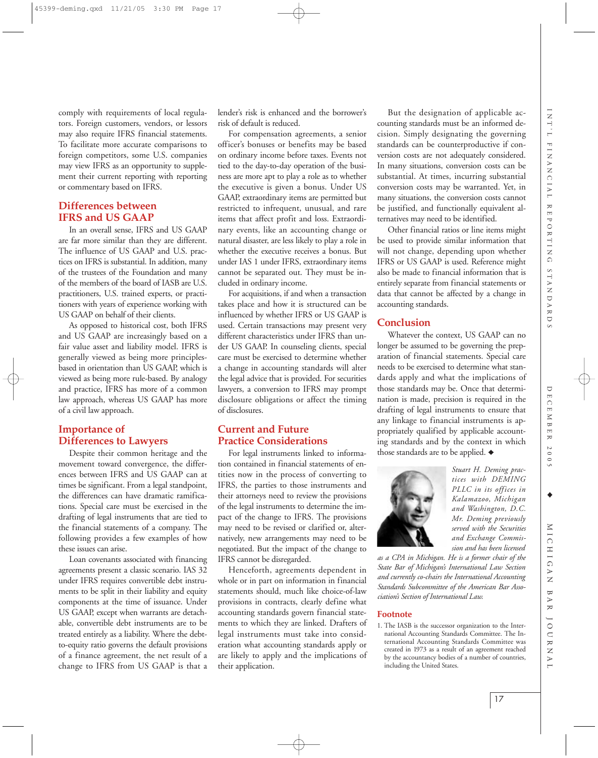comply with requirements of local regulators. Foreign customers, vendors, or lessors may also require IFRS financial statements. To facilitate more accurate comparisons to foreign competitors, some U.S. companies may view IFRS as an opportunity to supplement their current reporting with reporting or commentary based on IFRS.

## Differences between IFRS and US GAAP

In an overall sense, IFRS and US GAAP are far more similar than they are different. The influence of US GAAP and U.S. practices on IFRS is substantial. In addition, many of the trustees of the Foundation and many of the members of the board of IASB are U.S. practitioners, U.S. trained experts, or practitioners with years of experience working with US GAAP on behalf of their clients.

As opposed to historical cost, both IFRS and US GAAP are increasingly based on a fair value asset and liability model. IFRS is generally viewed as being more principles-based in orientation than US GAAP, which is viewed as being more rule-based. By analogy and practice, IFRS has more of a common law approach, whereas US GAAP has more of a civil law approach.

## Importance of Differences to Lawyers

Despite their common heritage and the movement toward convergence, the differences between IFRS and US GAAP can at times be significant. From a legal standpoint, the differences can have dramatic ramifications. Special care must be exercised in the drafting of legal instruments that are tied to the financial statements of a company. The following provides a few examples of how these issues can arise.

Loan covenants associated with financing agreements present a classic scenario. IAS 32 under IFRS requires convertible debt instruments to be split in their liability and equity components at the time of issuance. Under US GAAP, except when warrants are detachable, convertible debt instruments are to be treated entirely as a liability. Where the debt-to-equity ratio governs the default provisions of a finance agreement, the net result of a change to IFRS from US GAAP is that a lender's risk is enhanced and the borrower's risk of default is reduced.

For compensation agreements, a senior officer's bonuses or benefits may be based on ordinary income before taxes. Events not tied to the day-to-day operation of the business are more apt to play a role as to whether the executive is given a bonus. Under US GAAP, extraordinary items are permitted but restricted to infrequent, unusual, and rare items that affect profit and loss. Extraordinary events, like an accounting change or natural disaster, are less likely to play a role in whether the executive receives a bonus. But under IAS 1 under IFRS, extraordinary items cannot be separated out. They must be included in ordinary income.

For acquisitions, if and when a transaction takes place and how it is structured can be influenced by whether IFRS or US GAAP is used. Certain transactions may present very different characteristics under IFRS than under US GAAP. In counseling clients, special care must be exercised to determine whether a change in accounting standards will alter the legal advice that is provided. For securities lawyers, a conversion to IFRS may prompt disclosure obligations or affect the timing of disclosures.

## Current and Future Practice Considerations

For legal instruments linked to information contained in financial statements of entities now in the process of converting to IFRS, the parties to those instruments and their attorneys need to review the provisions of the legal instruments to determine the impact of the change to IFRS. The provisions may need to be revised or clarified or, alternatively, new arrangements may need to be negotiated. But the impact of the change to IFRS cannot be disregarded.

Henceforth, agreements dependent in whole or in part on information in financial statements should, much like choice-of-law provisions in contracts, clearly define what accounting standards govern financial statements to which they are linked. Drafters of legal instruments must take into consideration what accounting standards apply or are likely to apply and the implications of their application.

But the designation of applicable accounting standards must be an informed decision. Simply designating the governing standards can be counterproductive if conversion costs are not adequately considered. In many situations, conversion costs can be substantial. At times, incurring substantial conversion costs may be warranted. Yet, in many situations, the conversion costs cannot be justified, and functionally equivalent alternatives may need to be identified.

Other financial ratios or line items might be used to provide similar information that will not change, depending upon whether IFRS or US GAAP is used. Reference might also be made to financial information that is entirely separate from financial statements or data that cannot be affected by a change in accounting standards.

## Conclusion

Whatever the context, US GAAP can no longer be assumed to be governing the preparation of financial statements. Special care needs to be exercised to determine what standards apply and what the implications of those standards may be. Once that determination is made, precision is required in the drafting of legal instruments to ensure that any linkage to financial instruments is appropriately qualified by applicable accounting standards and by the context in which those standards are to be applied. ◆

*Stuart H. Deming practices with DEMING PLLC in its offices in Kalamazoo, Michigan and Washington, D.C. Mr. Deming previously served with the Securities and Exchange Commission and has been licensed as a CPA in Michigan. He is a former chair of the State Bar of Michigan's International Law Section and currently co-chairs the International Accounting Standards Subcommittee of the American Bar Association's Section of International Law.*

## Footnote

1. The IASB is the successor organization to the International Accounting Standards Committee. The International Accounting Standards Committee was created in 1973 as a result of an agreement reached by the accountancy bodies of a number of countries, including the United States.